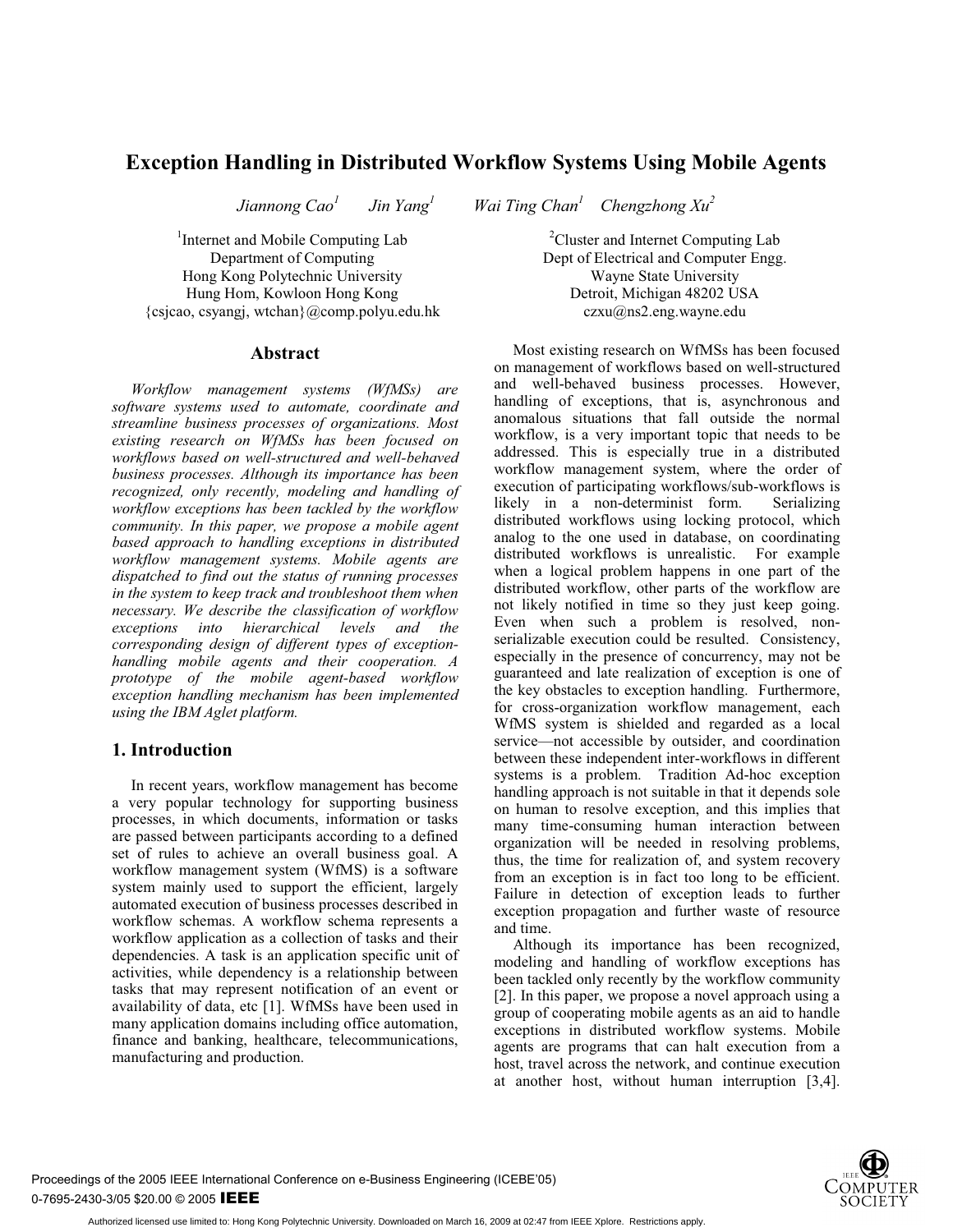# Exception Handling in Distributed Workflow Systems Using Mobile Agents

*Jiannong Cao*[1] *Jin Yang*[1] *Wai Ting Chan*[1] *Chengzhong Xu*[2]

[1]Internet and Mobile Computing Lab
Department of Computing
Hong Kong Polytechnic University
Hung Hom, Kowloon Hong Kong
{csjcao, csyangj, wtchan}@comp.polyu.edu.hk

[2]Cluster and Internet Computing Lab
Dept of Electrical and Computer Engg.
Wayne State University
Detroit, Michigan 48202 USA
czxu@ns2.eng.wayne.edu

## Abstract

*Workflow management systems (WfMSs) are software systems used to automate, coordinate and streamline business processes of organizations. Most existing research on WfMSs has been focused on workflows based on well-structured and well-behaved business processes. Although its importance has been recognized, only recently, modeling and handling of workflow exceptions has been tackled by the workflow community. In this paper, we propose a mobile agent based approach to handling exceptions in distributed workflow management systems. Mobile agents are dispatched to find out the status of running processes in the system to keep track and troubleshoot them when necessary. We describe the classification of workflow exceptions into hierarchical levels and the corresponding design of different types of exception-handling mobile agents and their cooperation. A prototype of the mobile agent-based workflow exception handling mechanism has been implemented using the IBM Aglet platform.*

## 1. Introduction

In recent years, workflow management has become a very popular technology for supporting business processes, in which documents, information or tasks are passed between participants according to a defined set of rules to achieve an overall business goal. A workflow management system (WfMS) is a software system mainly used to support the efficient, largely automated execution of business processes described in workflow schemas. A workflow schema represents a workflow application as a collection of tasks and their dependencies. A task is an application specific unit of activities, while dependency is a relationship between tasks that may represent notification of an event or availability of data, etc [1]. WfMSs have been used in many application domains including office automation, finance and banking, healthcare, telecommunications, manufacturing and production.

Most existing research on WfMSs has been focused on management of workflows based on well-structured and well-behaved business processes. However, handling of exceptions, that is, asynchronous and anomalous situations that fall outside the normal workflow, is a very important topic that needs to be addressed. This is especially true in a distributed workflow management system, where the order of execution of participating workflows/sub-workflows is likely in a non-determinist form. Serializing distributed workflows using locking protocol, which analog to the one used in database, on coordinating distributed workflows is unrealistic. For example when a logical problem happens in one part of the distributed workflow, other parts of the workflow are not likely notified in time so they just keep going. Even when such a problem is resolved, non-serializable execution could be resulted. Consistency, especially in the presence of concurrency, may not be guaranteed and late realization of exception is one of the key obstacles to exception handling. Furthermore, for cross-organization workflow management, each WfMS system is shielded and regarded as a local service—not accessible by outsider, and coordination between these independent inter-workflows in different systems is a problem. Tradition Ad-hoc exception handling approach is not suitable in that it depends sole on human to resolve exception, and this implies that many time-consuming human interaction between organization will be needed in resolving problems, thus, the time for realization of, and system recovery from an exception is in fact too long to be efficient. Failure in detection of exception leads to further exception propagation and further waste of resource and time.

Although its importance has been recognized, modeling and handling of workflow exceptions has been tackled only recently by the workflow community [2]. In this paper, we propose a novel approach using a group of cooperating mobile agents as an aid to handle exceptions in distributed workflow systems. Mobile agents are programs that can halt execution from a host, travel across the network, and continue execution at another host, without human interruption [3,4].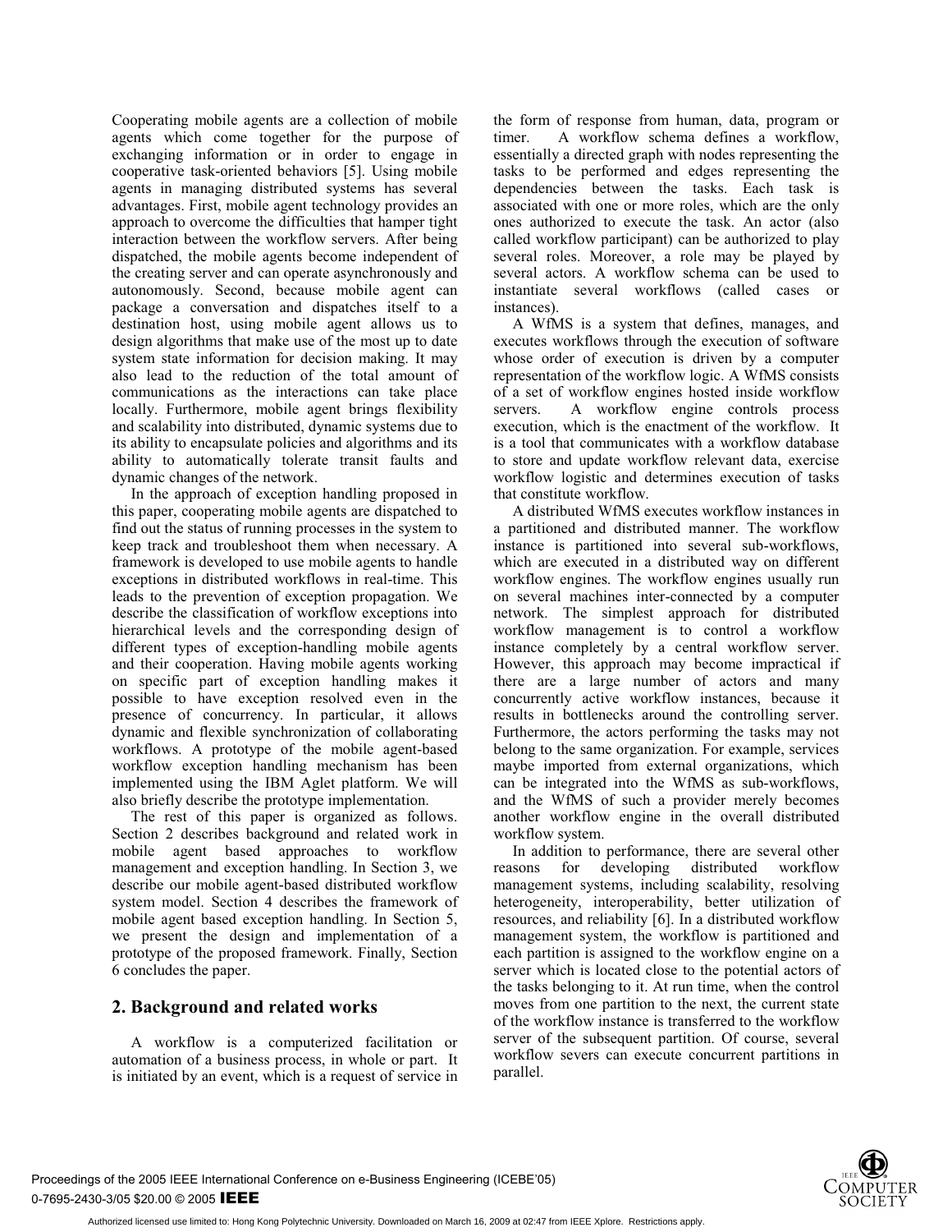Cooperating mobile agents are a collection of mobile agents which come together for the purpose of exchanging information or in order to engage in cooperative task-oriented behaviors [5]. Using mobile agents in managing distributed systems has several advantages. First, mobile agent technology provides an approach to overcome the difficulties that hamper tight interaction between the workflow servers. After being dispatched, the mobile agents become independent of the creating server and can operate asynchronously and autonomously. Second, because mobile agent can package a conversation and dispatches itself to a destination host, using mobile agent allows us to design algorithms that make use of the most up to date system state information for decision making. It may also lead to the reduction of the total amount of communications as the interactions can take place locally. Furthermore, mobile agent brings flexibility and scalability into distributed, dynamic systems due to its ability to encapsulate policies and algorithms and its ability to automatically tolerate transit faults and dynamic changes of the network.

In the approach of exception handling proposed in this paper, cooperating mobile agents are dispatched to find out the status of running processes in the system to keep track and troubleshoot them when necessary. A framework is developed to use mobile agents to handle exceptions in distributed workflows in real-time. This leads to the prevention of exception propagation. We describe the classification of workflow exceptions into hierarchical levels and the corresponding design of different types of exception-handling mobile agents and their cooperation. Having mobile agents working on specific part of exception handling makes it possible to have exception resolved even in the presence of concurrency. In particular, it allows dynamic and flexible synchronization of collaborating workflows. A prototype of the mobile agent-based workflow exception handling mechanism has been implemented using the IBM Aglet platform. We will also briefly describe the prototype implementation.

The rest of this paper is organized as follows. Section 2 describes background and related work in mobile agent based approaches to workflow management and exception handling. In Section 3, we describe our mobile agent-based distributed workflow system model. Section 4 describes the framework of mobile agent based exception handling. In Section 5, we present the design and implementation of a prototype of the proposed framework. Finally, Section 6 concludes the paper.

## 2. Background and related works

A workflow is a computerized facilitation or automation of a business process, in whole or part. It is initiated by an event, which is a request of service in the form of response from human, data, program or timer. A workflow schema defines a workflow, essentially a directed graph with nodes representing the tasks to be performed and edges representing the dependencies between the tasks. Each task is associated with one or more roles, which are the only ones authorized to execute the task. An actor (also called workflow participant) can be authorized to play several roles. Moreover, a role may be played by several actors. A workflow schema can be used to instantiate several workflows (called cases or instances).

A WfMS is a system that defines, manages, and executes workflows through the execution of software whose order of execution is driven by a computer representation of the workflow logic. A WfMS consists of a set of workflow engines hosted inside workflow servers. A workflow engine controls process execution, which is the enactment of the workflow. It is a tool that communicates with a workflow database to store and update workflow relevant data, exercise workflow logistic and determines execution of tasks that constitute workflow.

A distributed WfMS executes workflow instances in a partitioned and distributed manner. The workflow instance is partitioned into several sub-workflows, which are executed in a distributed way on different workflow engines. The workflow engines usually run on several machines inter-connected by a computer network. The simplest approach for distributed workflow management is to control a workflow instance completely by a central workflow server. However, this approach may become impractical if there are a large number of actors and many concurrently active workflow instances, because it results in bottlenecks around the controlling server. Furthermore, the actors performing the tasks may not belong to the same organization. For example, services maybe imported from external organizations, which can be integrated into the WfMS as sub-workflows, and the WfMS of such a provider merely becomes another workflow engine in the overall distributed workflow system.

In addition to performance, there are several other reasons for developing distributed workflow management systems, including scalability, resolving heterogeneity, interoperability, better utilization of resources, and reliability [6]. In a distributed workflow management system, the workflow is partitioned and each partition is assigned to the workflow engine on a server which is located close to the potential actors of the tasks belonging to it. At run time, when the control moves from one partition to the next, the current state of the workflow instance is transferred to the workflow server of the subsequent partition. Of course, several workflow severs can execute concurrent partitions in parallel.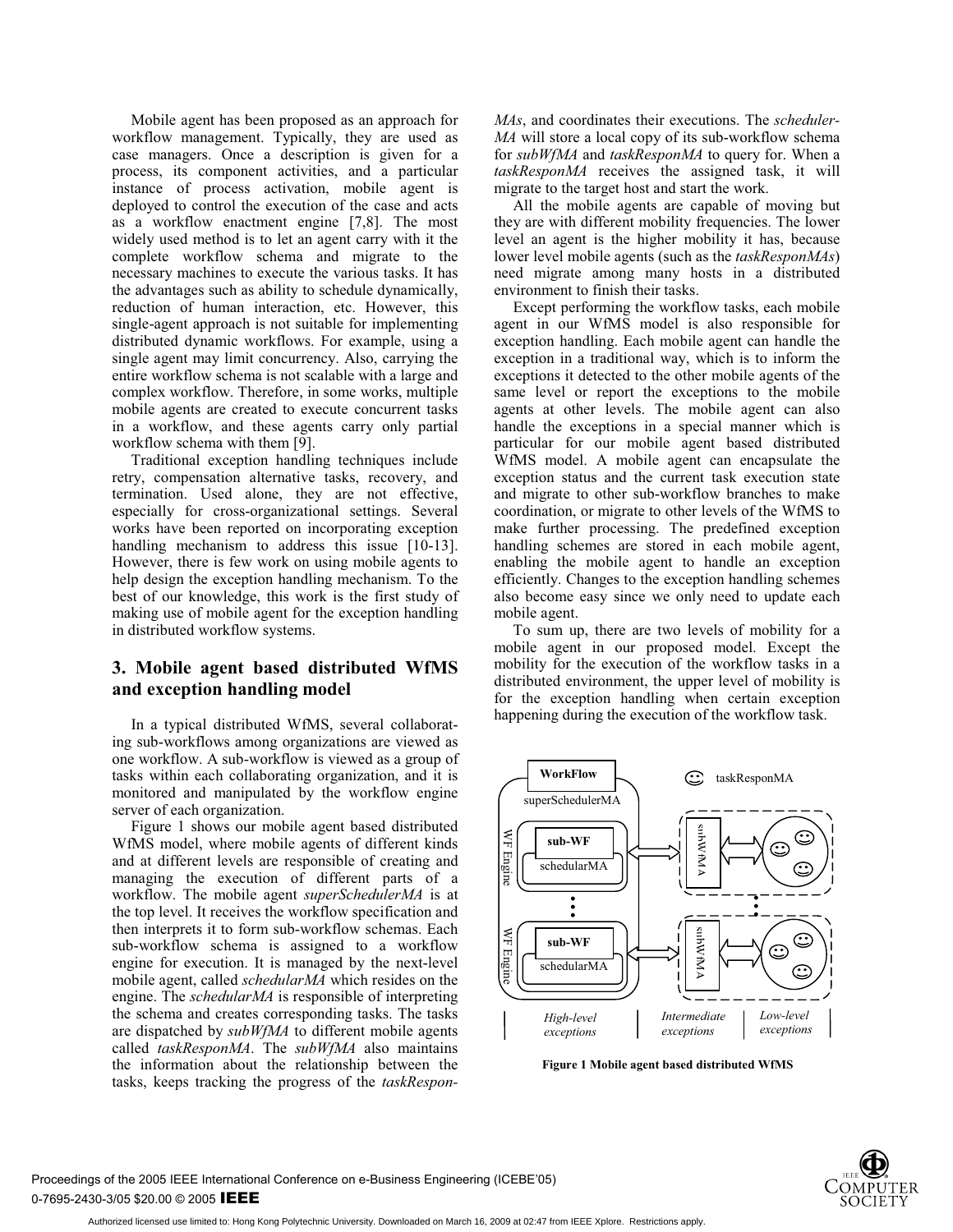Mobile agent has been proposed as an approach for workflow management. Typically, they are used as case managers. Once a description is given for a process, its component activities, and a particular instance of process activation, mobile agent is deployed to control the execution of the case and acts as a workflow enactment engine [7,8]. The most widely used method is to let an agent carry with it the complete workflow schema and migrate to the necessary machines to execute the various tasks. It has the advantages such as ability to schedule dynamically, reduction of human interaction, etc. However, this single-agent approach is not suitable for implementing distributed dynamic workflows. For example, using a single agent may limit concurrency. Also, carrying the entire workflow schema is not scalable with a large and complex workflow. Therefore, in some works, multiple mobile agents are created to execute concurrent tasks in a workflow, and these agents carry only partial workflow schema with them [9].

Traditional exception handling techniques include retry, compensation alternative tasks, recovery, and termination. Used alone, they are not effective, especially for cross-organizational settings. Several works have been reported on incorporating exception handling mechanism to address this issue [10-13]. However, there is few work on using mobile agents to help design the exception handling mechanism. To the best of our knowledge, this work is the first study of making use of mobile agent for the exception handling in distributed workflow systems.

## 3. Mobile agent based distributed WfMS and exception handling model

In a typical distributed WfMS, several collaborating sub-workflows among organizations are viewed as one workflow. A sub-workflow is viewed as a group of tasks within each collaborating organization, and it is monitored and manipulated by the workflow engine server of each organization.

Figure 1 shows our mobile agent based distributed WfMS model, where mobile agents of different kinds and at different levels are responsible of creating and managing the execution of different parts of a workflow. The mobile agent *superSchedulerMA* is at the top level. It receives the workflow specification and then interprets it to form sub-workflow schemas. Each sub-workflow schema is assigned to a workflow engine for execution. It is managed by the next-level mobile agent, called *schedularMA* which resides on the engine. The *schedularMA* is responsible of interpreting the schema and creates corresponding tasks. The tasks are dispatched by *subWfMA* to different mobile agents called *taskResponMA*. The *subWfMA* also maintains the information about the relationship between the tasks, keeps tracking the progress of the *taskResponMAs*, and coordinates their executions. The *scheduler-MA* will store a local copy of its sub-workflow schema for *subWfMA* and *taskResponMA* to query for. When a *taskResponMA* receives the assigned task, it will migrate to the target host and start the work.

All the mobile agents are capable of moving but they are with different mobility frequencies. The lower level an agent is the higher mobility it has, because lower level mobile agents (such as the *taskResponMAs*) need migrate among many hosts in a distributed environment to finish their tasks.

Except performing the workflow tasks, each mobile agent in our WfMS model is also responsible for exception handling. Each mobile agent can handle the exception in a traditional way, which is to inform the exceptions it detected to the other mobile agents of the same level or report the exceptions to the mobile agents at other levels. The mobile agent can also handle the exceptions in a special manner which is particular for our mobile agent based distributed WfMS model. A mobile agent can encapsulate the exception status and the current task execution state and migrate to other sub-workflow branches to make coordination, or migrate to other levels of the WfMS to make further processing. The predefined exception handling schemes are stored in each mobile agent, enabling the mobile agent to handle an exception efficiently. Changes to the exception handling schemes also become easy since we only need to update each mobile agent.

To sum up, there are two levels of mobility for a mobile agent in our proposed model. Except the mobility for the execution of the workflow tasks in a distributed environment, the upper level of mobility is for the exception handling when certain exception happening during the execution of the workflow task.

WorkFlow
superSchedulerMA
taskResponMA
WF Engine
sub-WF
schedularMA
subWfMA
WF Engine
sub-WF
schedularMA
subWfMA
*High-level exceptions*
*Intermediate exceptions*
*Low-level exceptions*

**Figure 1 Mobile agent based distributed WfMS**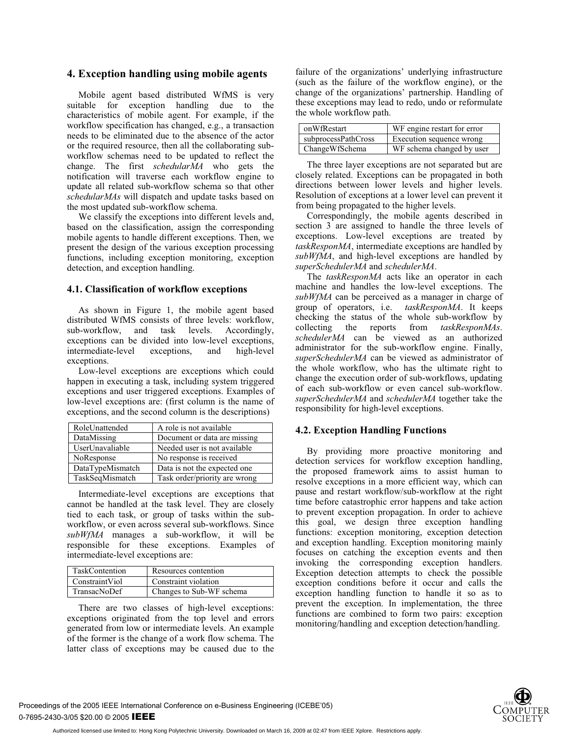## 4. Exception handling using mobile agents

Mobile agent based distributed WfMS is very suitable for exception handling due to the characteristics of mobile agent. For example, if the workflow specification has changed, e.g., a transaction needs to be eliminated due to the absence of the actor or the required resource, then all the collaborating sub-workflow schemas need to be updated to reflect the change. The first *schedularMA* who gets the notification will traverse each workflow engine to update all related sub-workflow schema so that other *schedularMAs* will dispatch and update tasks based on the most updated sub-workflow schema.

We classify the exceptions into different levels and, based on the classification, assign the corresponding mobile agents to handle different exceptions. Then, we present the design of the various exception processing functions, including exception monitoring, exception detection, and exception handling.

### 4.1. Classification of workflow exceptions

As shown in Figure 1, the mobile agent based distributed WfMS consists of three levels: workflow, sub-workflow, and task levels. Accordingly, exceptions can be divided into low-level exceptions, intermediate-level exceptions, and high-level exceptions.

Low-level exceptions are exceptions which could happen in executing a task, including system triggered exceptions and user triggered exceptions. Examples of low-level exceptions are: (first column is the name of exceptions, and the second column is the descriptions)

| | |
|---|---|
| RoleUnattended | A role is not available |
| DataMissing | Document or data are missing |
| UserUnavaliable | Needed user is not available |
| NoResponse | No response is received |
| DataTypeMismatch | Data is not the expected one |
| TaskSeqMismatch | Task order/priority are wrong |

Intermediate-level exceptions are exceptions that cannot be handled at the task level. They are closely tied to each task, or group of tasks within the sub-workflow, or even across several sub-workflows. Since *subWfMA* manages a sub-workflow, it will be responsible for these exceptions. Examples of intermediate-level exceptions are:

| | |
|---|---|
| TaskContention | Resources contention |
| ConstraintViol | Constraint violation |
| TransacNoDef | Changes to Sub-WF schema |

There are two classes of high-level exceptions: exceptions originated from the top level and errors generated from low or intermediate levels. An example of the former is the change of a work flow schema. The latter class of exceptions may be caused due to the failure of the organizations' underlying infrastructure (such as the failure of the workflow engine), or the change of the organizations' partnership. Handling of these exceptions may lead to redo, undo or reformulate the whole workflow path.

| | |
|---|---|
| onWfRestart | WF engine restart for error |
| subprocessPathCross | Execution sequence wrong |
| ChangeWfSchema | WF schema changed by user |

The three layer exceptions are not separated but are closely related. Exceptions can be propagated in both directions between lower levels and higher levels. Resolution of exceptions at a lower level can prevent it from being propagated to the higher levels.

Correspondingly, the mobile agents described in section 3 are assigned to handle the three levels of exceptions. Low-level exceptions are treated by *taskResponMA*, intermediate exceptions are handled by *subWfMA*, and high-level exceptions are handled by *superSchedulerMA* and *schedulerMA*.

The *taskResponMA* acts like an operator in each machine and handles the low-level exceptions. The *subWfMA* can be perceived as a manager in charge of group of operators, i.e. *taskResponMA*. It keeps checking the status of the whole sub-workflow by collecting the reports from *taskResponMAs*. *schedulerMA* can be viewed as an authorized administrator for the sub-workflow engine. Finally, *superSchedulerMA* can be viewed as administrator of the whole workflow, who has the ultimate right to change the execution order of sub-workflows, updating of each sub-workflow or even cancel sub-workflow. *superSchedulerMA* and *schedulerMA* together take the responsibility for high-level exceptions.

### 4.2. Exception Handling Functions

By providing more proactive monitoring and detection services for workflow exception handling, the proposed framework aims to assist human to resolve exceptions in a more efficient way, which can pause and restart workflow/sub-workflow at the right time before catastrophic error happens and take action to prevent exception propagation. In order to achieve this goal, we design three exception handling functions: exception monitoring, exception detection and exception handling. Exception monitoring mainly focuses on catching the exception events and then invoking the corresponding exception handlers. Exception detection attempts to check the possible exception conditions before it occur and calls the exception handling function to handle it so as to prevent the exception. In implementation, the three functions are combined to form two pairs: exception monitoring/handling and exception detection/handling.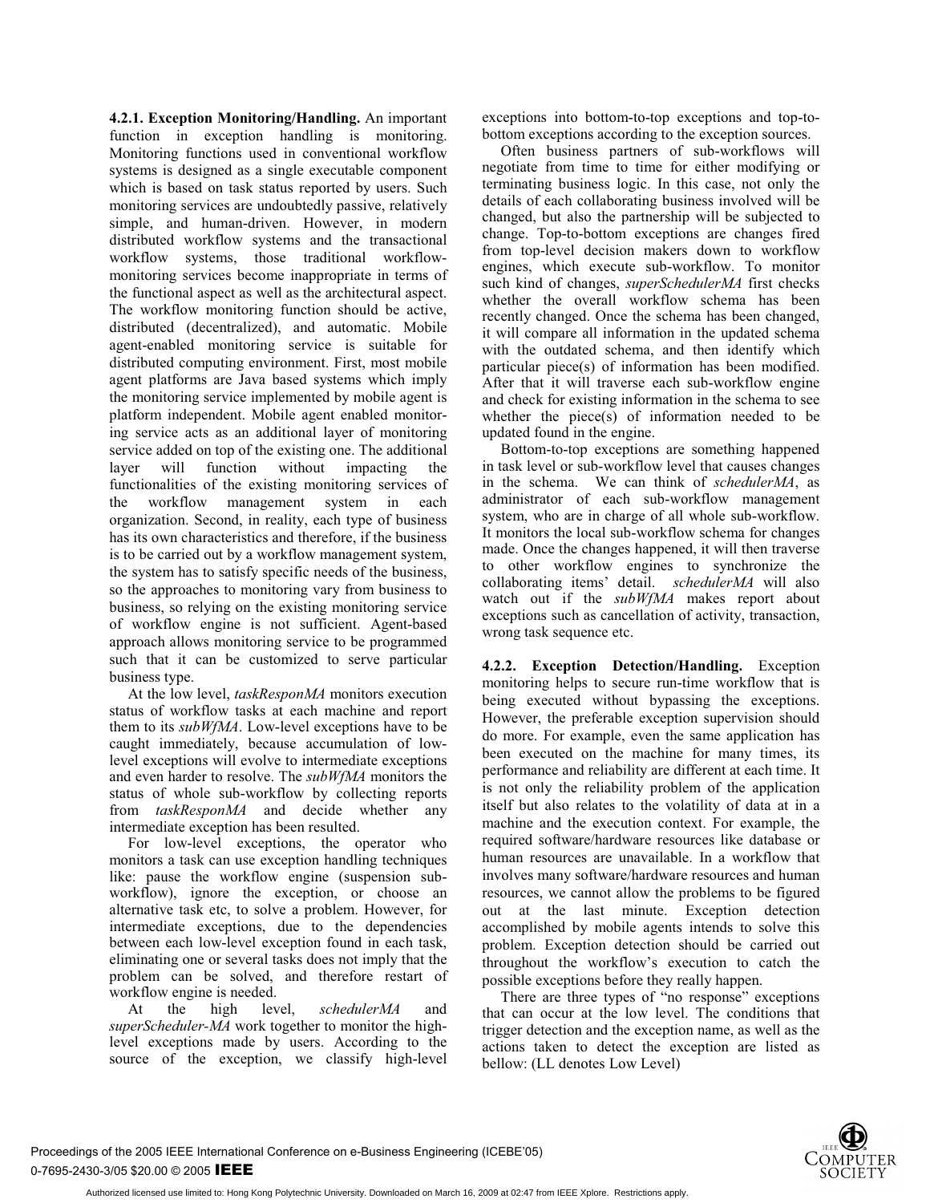**4.2.1. Exception Monitoring/Handling.** An important function in exception handling is monitoring. Monitoring functions used in conventional workflow systems is designed as a single executable component which is based on task status reported by users. Such monitoring services are undoubtedly passive, relatively simple, and human-driven. However, in modern distributed workflow systems and the transactional workflow systems, those traditional workflow-monitoring services become inappropriate in terms of the functional aspect as well as the architectural aspect. The workflow monitoring function should be active, distributed (decentralized), and automatic. Mobile agent-enabled monitoring service is suitable for distributed computing environment. First, most mobile agent platforms are Java based systems which imply the monitoring service implemented by mobile agent is platform independent. Mobile agent enabled monitoring service acts as an additional layer of monitoring service added on top of the existing one. The additional layer will function without impacting the functionalities of the existing monitoring services of the workflow management system in each organization. Second, in reality, each type of business has its own characteristics and therefore, if the business is to be carried out by a workflow management system, the system has to satisfy specific needs of the business, so the approaches to monitoring vary from business to business, so relying on the existing monitoring service of workflow engine is not sufficient. Agent-based approach allows monitoring service to be programmed such that it can be customized to serve particular business type.

At the low level, *taskResponMA* monitors execution status of workflow tasks at each machine and report them to its *subWfMA*. Low-level exceptions have to be caught immediately, because accumulation of low-level exceptions will evolve to intermediate exceptions and even harder to resolve. The *subWfMA* monitors the status of whole sub-workflow by collecting reports from *taskResponMA* and decide whether any intermediate exception has been resulted.

For low-level exceptions, the operator who monitors a task can use exception handling techniques like: pause the workflow engine (suspension sub-workflow), ignore the exception, or choose an alternative task etc, to solve a problem. However, for intermediate exceptions, due to the dependencies between each low-level exception found in each task, eliminating one or several tasks does not imply that the problem can be solved, and therefore restart of workflow engine is needed.

At the high level, *schedulerMA* and *superScheduler-MA* work together to monitor the high-level exceptions made by users. According to the source of the exception, we classify high-level exceptions into bottom-to-top exceptions and top-to-bottom exceptions according to the exception sources.

Often business partners of sub-workflows will negotiate from time to time for either modifying or terminating business logic. In this case, not only the details of each collaborating business involved will be changed, but also the partnership will be subjected to change. Top-to-bottom exceptions are changes fired from top-level decision makers down to workflow engines, which execute sub-workflow. To monitor such kind of changes, *superSchedulerMA* first checks whether the overall workflow schema has been recently changed. Once the schema has been changed, it will compare all information in the updated schema with the outdated schema, and then identify which particular piece(s) of information has been modified. After that it will traverse each sub-workflow engine and check for existing information in the schema to see whether the piece(s) of information needed to be updated found in the engine.

Bottom-to-top exceptions are something happened in task level or sub-workflow level that causes changes in the schema. We can think of *schedulerMA*, as administrator of each sub-workflow management system, who are in charge of all whole sub-workflow. It monitors the local sub-workflow schema for changes made. Once the changes happened, it will then traverse to other workflow engines to synchronize the collaborating items' detail. *schedulerMA* will also watch out if the *subWfMA* makes report about exceptions such as cancellation of activity, transaction, wrong task sequence etc.

**4.2.2. Exception Detection/Handling.** Exception monitoring helps to secure run-time workflow that is being executed without bypassing the exceptions. However, the preferable exception supervision should do more. For example, even the same application has been executed on the machine for many times, its performance and reliability are different at each time. It is not only the reliability problem of the application itself but also relates to the volatility of data at in a machine and the execution context. For example, the required software/hardware resources like database or human resources are unavailable. In a workflow that involves many software/hardware resources and human resources, we cannot allow the problems to be figured out at the last minute. Exception detection accomplished by mobile agents intends to solve this problem. Exception detection should be carried out throughout the workflow's execution to catch the possible exceptions before they really happen.

There are three types of "no response" exceptions that can occur at the low level. The conditions that trigger detection and the exception name, as well as the actions taken to detect the exception are listed as bellow: (LL denotes Low Level)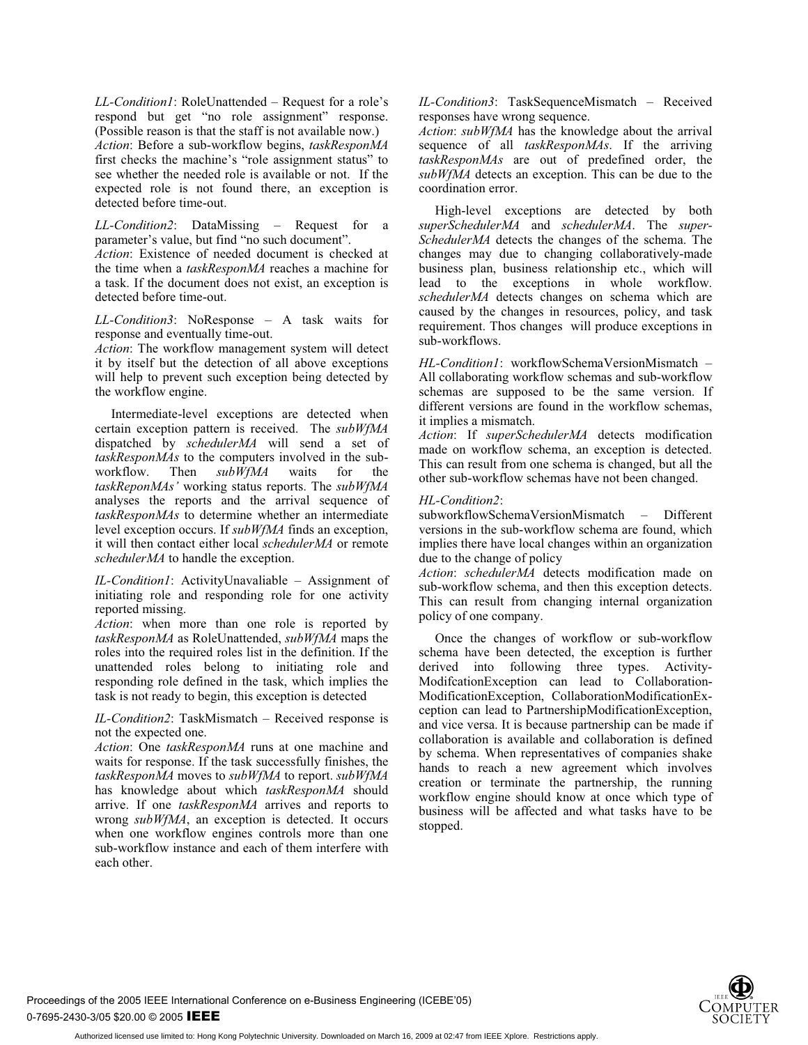*LL-Condition1*: RoleUnattended – Request for a role's respond but get "no role assignment" response. (Possible reason is that the staff is not available now.)
*Action*: Before a sub-workflow begins, *taskResponMA* first checks the machine's "role assignment status" to see whether the needed role is available or not. If the expected role is not found there, an exception is detected before time-out.

*LL-Condition2*: DataMissing – Request for a parameter's value, but find "no such document".
*Action*: Existence of needed document is checked at the time when a *taskResponMA* reaches a machine for a task. If the document does not exist, an exception is detected before time-out.

*LL-Condition3*: NoResponse – A task waits for response and eventually time-out.
*Action*: The workflow management system will detect it by itself but the detection of all above exceptions will help to prevent such exception being detected by the workflow engine.

Intermediate-level exceptions are detected when certain exception pattern is received. The *subWfMA* dispatched by *schedulerMA* will send a set of *taskResponMAs* to the computers involved in the sub-workflow. Then *subWfMA* waits for the *taskReponMAs'* working status reports. The *subWfMA* analyses the reports and the arrival sequence of *taskResponMAs* to determine whether an intermediate level exception occurs. If *subWfMA* finds an exception, it will then contact either local *schedulerMA* or remote *schedulerMA* to handle the exception.

*IL-Condition1*: ActivityUnavaliable – Assignment of initiating role and responding role for one activity reported missing.
*Action*: when more than one role is reported by *taskResponMA* as RoleUnattended, *subWfMA* maps the roles into the required roles list in the definition. If the unattended roles belong to initiating role and responding role defined in the task, which implies the task is not ready to begin, this exception is detected

*IL-Condition2*: TaskMismatch – Received response is not the expected one.
*Action*: One *taskResponMA* runs at one machine and waits for response. If the task successfully finishes, the *taskResponMA* moves to *subWfMA* to report. *subWfMA* has knowledge about which *taskResponMA* should arrive. If one *taskResponMA* arrives and reports to wrong *subWfMA*, an exception is detected. It occurs when one workflow engines controls more than one sub-workflow instance and each of them interfere with each other.

*IL-Condition3*: TaskSequenceMismatch – Received responses have wrong sequence.
*Action*: *subWfMA* has the knowledge about the arrival sequence of all *taskResponMAs*. If the arriving *taskResponMAs* are out of predefined order, the *subWfMA* detects an exception. This can be due to the coordination error.

High-level exceptions are detected by both *superSchedulerMA* and *schedulerMA*. The *super-SchedulerMA* detects the changes of the schema. The changes may due to changing collaboratively-made business plan, business relationship etc., which will lead to the exceptions in whole workflow. *schedulerMA* detects changes on schema which are caused by the changes in resources, policy, and task requirement. Thos changes will produce exceptions in sub-workflows.

*HL-Condition1*: workflowSchemaVersionMismatch – All collaborating workflow schemas and sub-workflow schemas are supposed to be the same version. If different versions are found in the workflow schemas, it implies a mismatch.
*Action*: If *superSchedulerMA* detects modification made on workflow schema, an exception is detected. This can result from one schema is changed, but all the other sub-workflow schemas have not been changed.

*HL-Condition2*:
subworkflowSchemaVersionMismatch – Different versions in the sub-workflow schema are found, which implies there have local changes within an organization due to the change of policy
*Action*: *schedulerMA* detects modification made on sub-workflow schema, and then this exception detects. This can result from changing internal organization policy of one company.

Once the changes of workflow or sub-workflow schema have been detected, the exception is further derived into following three types. Activity-ModifcationException can lead to Collaboration-ModificationException, CollaborationModificationException can lead to PartnershipModificationException, and vice versa. It is because partnership can be made if collaboration is available and collaboration is defined by schema. When representatives of companies shake hands to reach a new agreement which involves creation or terminate the partnership, the running workflow engine should know at once which type of business will be affected and what tasks have to be stopped.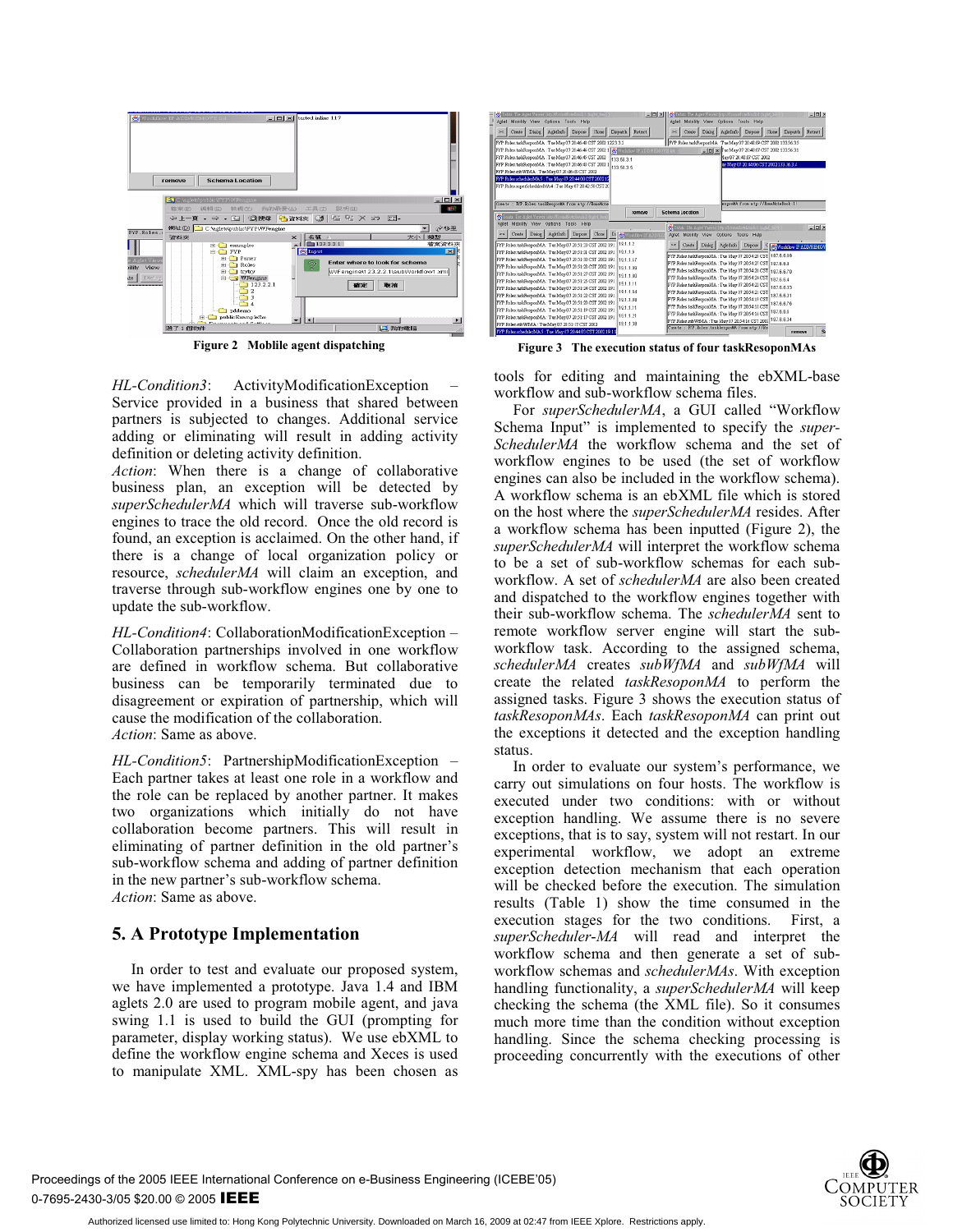Figure 2 Moblile agent dispatching

Figure 3 The execution status of four taskResoponMAs

*HL-Condition3*: ActivityModificationException – Service provided in a business that shared between partners is subjected to changes. Additional service adding or eliminating will result in adding activity definition or deleting activity definition.
*Action*: When there is a change of collaborative business plan, an exception will be detected by *superSchedulerMA* which will traverse sub-workflow engines to trace the old record. Once the old record is found, an exception is acclaimed. On the other hand, if there is a change of local organization policy or resource, *schedulerMA* will claim an exception, and traverse through sub-workflow engines one by one to update the sub-workflow.

*HL-Condition4*: CollaborationModificationException – Collaboration partnerships involved in one workflow are defined in workflow schema. But collaborative business can be temporarily terminated due to disagreement or expiration of partnership, which will cause the modification of the collaboration.
*Action*: Same as above.

*HL-Condition5*: PartnershipModificationException – Each partner takes at least one role in a workflow and the role can be replaced by another partner. It makes two organizations which initially do not have collaboration become partners. This will result in eliminating of partner definition in the old partner's sub-workflow schema and adding of partner definition in the new partner's sub-workflow schema.
*Action*: Same as above.

## 5. A Prototype Implementation

In order to test and evaluate our proposed system, we have implemented a prototype. Java 1.4 and IBM aglets 2.0 are used to program mobile agent, and java swing 1.1 is used to build the GUI (prompting for parameter, display working status). We use ebXML to define the workflow engine schema and Xeces is used to manipulate XML. XML-spy has been chosen as tools for editing and maintaining the ebXML-base workflow and sub-workflow schema files.

For *superSchedulerMA*, a GUI called "Workflow Schema Input" is implemented to specify the *super-SchedulerMA* the workflow schema and the set of workflow engines to be used (the set of workflow engines can also be included in the workflow schema). A workflow schema is an ebXML file which is stored on the host where the *superSchedulerMA* resides. After a workflow schema has been inputted (Figure 2), the *superSchedulerMA* will interpret the workflow schema to be a set of sub-workflow schemas for each sub-workflow. A set of *schedulerMA* are also been created and dispatched to the workflow engines together with their sub-workflow schema. The *schedulerMA* sent to remote workflow server engine will start the sub-workflow task. According to the assigned schema, *schedulerMA* creates *subWfMA* and *subWfMA* will create the related *taskResoponMA* to perform the assigned tasks. Figure 3 shows the execution status of *taskResoponMAs*. Each *taskResoponMA* can print out the exceptions it detected and the exception handling status.

In order to evaluate our system's performance, we carry out simulations on four hosts. The workflow is executed under two conditions: with or without exception handling. We assume there is no severe exceptions, that is to say, system will not restart. In our experimental workflow, we adopt an extreme exception detection mechanism that each operation will be checked before the execution. The simulation results (Table 1) show the time consumed in the execution stages for the two conditions. First, a *superScheduler-MA* will read and interpret the workflow schema and then generate a set of sub-workflow schemas and *schedulerMAs*. With exception handling functionality, a *superSchedulerMA* will keep checking the schema (the XML file). So it consumes much more time than the condition without exception handling. Since the schema checking processing is proceeding concurrently with the executions of other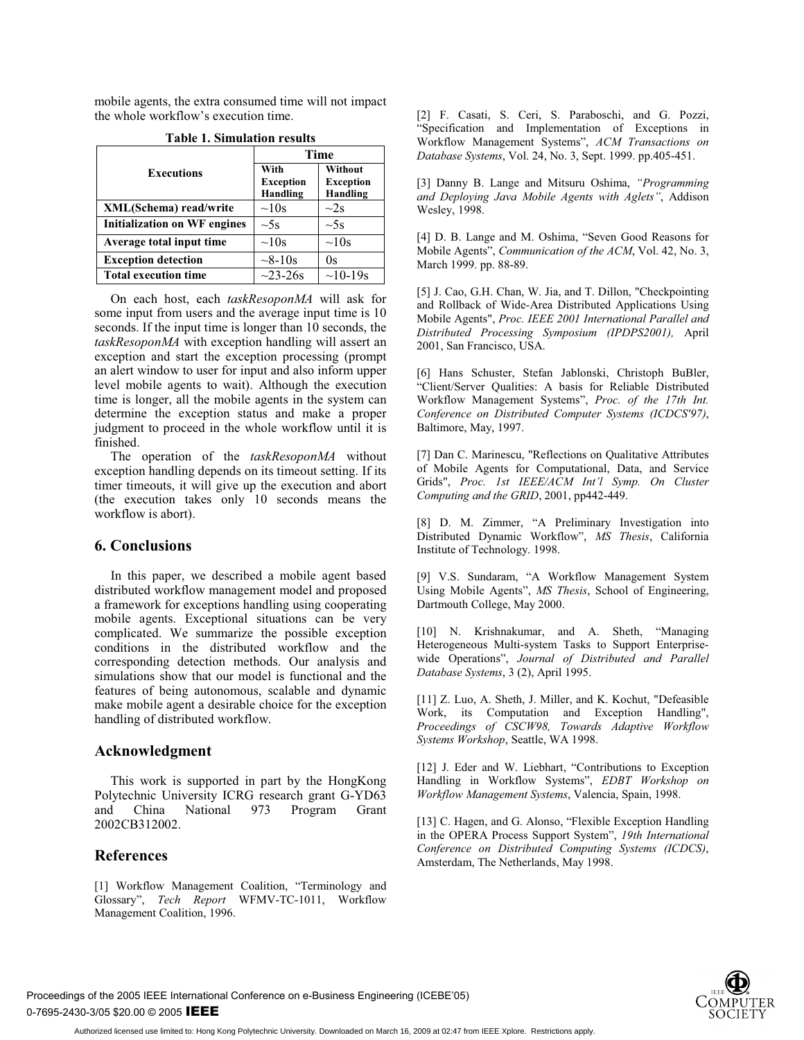mobile agents, the extra consumed time will not impact the whole workflow's execution time.

**Table 1. Simulation results**

| Executions | Time | |
|---|---|---|
| | With Exception Handling | Without Exception Handling |
| XML(Schema) read/write | ~10s | ~2s |
| Initialization on WF engines | ~5s | ~5s |
| Average total input time | ~10s | ~10s |
| Exception detection | ~8-10s | 0s |
| Total execution time | ~23-26s | ~10-19s |

On each host, each *taskResoponMA* will ask for some input from users and the average input time is 10 seconds. If the input time is longer than 10 seconds, the *taskResoponMA* with exception handling will assert an exception and start the exception processing (prompt an alert window to user for input and also inform upper level mobile agents to wait). Although the execution time is longer, all the mobile agents in the system can determine the exception status and make a proper judgment to proceed in the whole workflow until it is finished.

The operation of the *taskResoponMA* without exception handling depends on its timeout setting. If its timer timeouts, it will give up the execution and abort (the execution takes only 10 seconds means the workflow is abort).

## 6. Conclusions

In this paper, we described a mobile agent based distributed workflow management model and proposed a framework for exceptions handling using cooperating mobile agents. Exceptional situations can be very complicated. We summarize the possible exception conditions in the distributed workflow and the corresponding detection methods. Our analysis and simulations show that our model is functional and the features of being autonomous, scalable and dynamic make mobile agent a desirable choice for the exception handling of distributed workflow.

## Acknowledgment

This work is supported in part by the HongKong Polytechnic University ICRG research grant G-YD63 and China National 973 Program Grant 2002CB312002.

## References

[1] Workflow Management Coalition, "Terminology and Glossary", *Tech Report* WFMV-TC-1011, Workflow Management Coalition, 1996.

[2] F. Casati, S. Ceri, S. Paraboschi, and G. Pozzi, "Specification and Implementation of Exceptions in Workflow Management Systems", *ACM Transactions on Database Systems*, Vol. 24, No. 3, Sept. 1999. pp.405-451.

[3] Danny B. Lange and Mitsuru Oshima, *"Programming and Deploying Java Mobile Agents with Aglets"*, Addison Wesley, 1998.

[4] D. B. Lange and M. Oshima, "Seven Good Reasons for Mobile Agents", *Communication of the ACM*, Vol. 42, No. 3, March 1999. pp. 88-89.

[5] J. Cao, G.H. Chan, W. Jia, and T. Dillon, "Checkpointing and Rollback of Wide-Area Distributed Applications Using Mobile Agents", *Proc. IEEE 2001 International Parallel and Distributed Processing Symposium (IPDPS2001),* April 2001, San Francisco, USA.

[6] Hans Schuster, Stefan Jablonski, Christoph BuBler, "Client/Server Qualities: A basis for Reliable Distributed Workflow Management Systems", *Proc. of the 17th Int. Conference on Distributed Computer Systems (ICDCS'97)*, Baltimore, May, 1997.

[7] Dan C. Marinescu, "Reflections on Qualitative Attributes of Mobile Agents for Computational, Data, and Service Grids", *Proc. 1st IEEE/ACM Int'l Symp. On Cluster Computing and the GRID*, 2001, pp442-449.

[8] D. M. Zimmer, "A Preliminary Investigation into Distributed Dynamic Workflow", *MS Thesis*, California Institute of Technology. 1998.

[9] V.S. Sundaram, "A Workflow Management System Using Mobile Agents", *MS Thesis*, School of Engineering, Dartmouth College, May 2000.

[10] N. Krishnakumar, and A. Sheth, "Managing Heterogeneous Multi-system Tasks to Support Enterprise-wide Operations", *Journal of Distributed and Parallel Database Systems*, 3 (2), April 1995.

[11] Z. Luo, A. Sheth, J. Miller, and K. Kochut, "Defeasible Work, its Computation and Exception Handling", *Proceedings of CSCW98, Towards Adaptive Workflow Systems Workshop*, Seattle, WA 1998.

[12] J. Eder and W. Liebhart, "Contributions to Exception Handling in Workflow Systems", *EDBT Workshop on Workflow Management Systems*, Valencia, Spain, 1998.

[13] C. Hagen, and G. Alonso, "Flexible Exception Handling in the OPERA Process Support System", *19th International Conference on Distributed Computing Systems (ICDCS)*, Amsterdam, The Netherlands, May 1998.